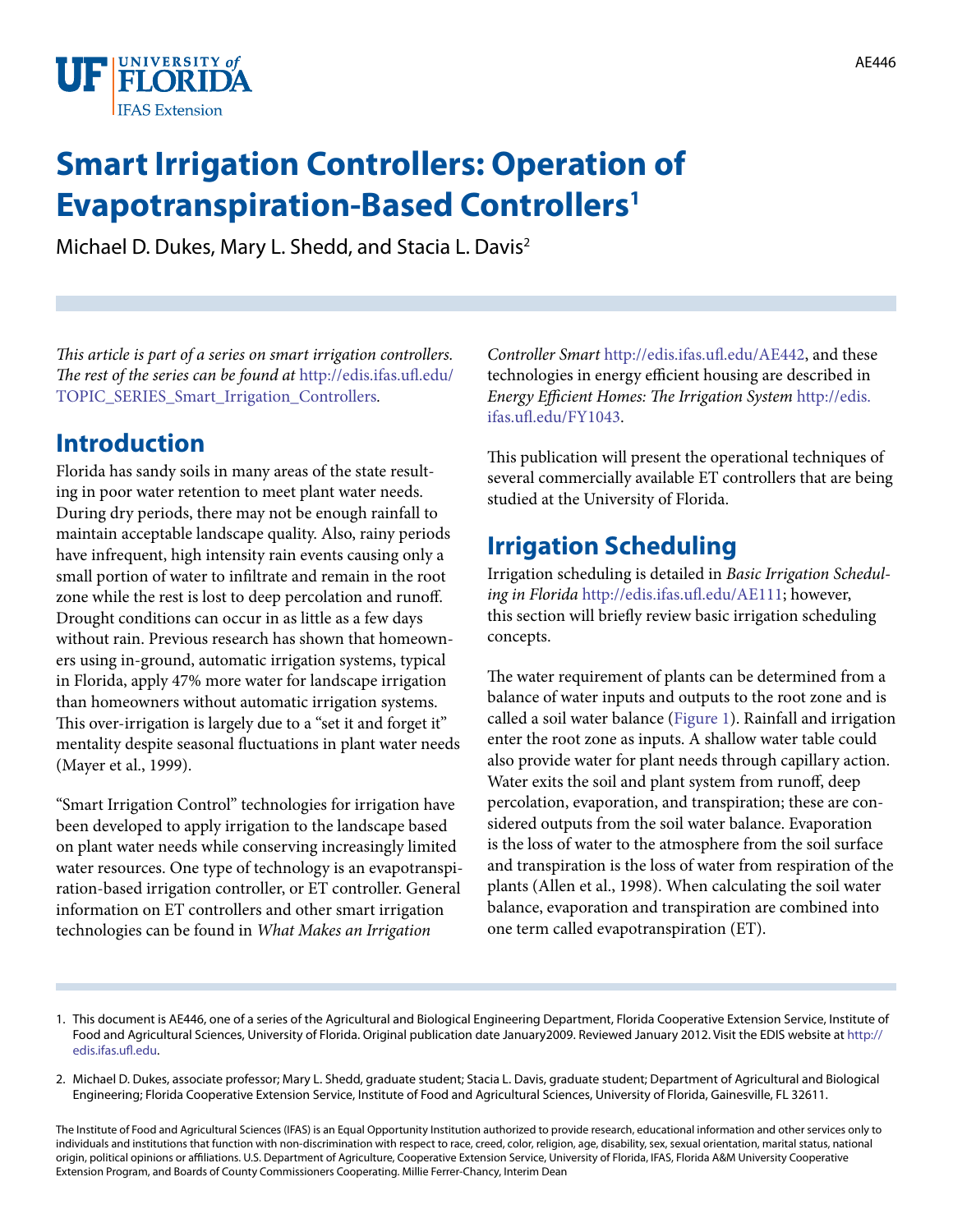# Smart Irrigation Controllers: Operation of Evapotranspiration-Based Controllers[1]

Michael D. Dukes, Mary L. Shedd, and Stacia L. Davis[2]

*This article is part of a series on smart irrigation controllers. The rest of the series can be found at* http://edis.ifas.ufl.edu/TOPIC_SERIES_Smart_Irrigation_Controllers.

## Introduction

Florida has sandy soils in many areas of the state resulting in poor water retention to meet plant water needs. During dry periods, there may not be enough rainfall to maintain acceptable landscape quality. Also, rainy periods have infrequent, high intensity rain events causing only a small portion of water to infiltrate and remain in the root zone while the rest is lost to deep percolation and runoff. Drought conditions can occur in as little as a few days without rain. Previous research has shown that homeowners using in-ground, automatic irrigation systems, typical in Florida, apply 47% more water for landscape irrigation than homeowners without automatic irrigation systems. This over-irrigation is largely due to a "set it and forget it" mentality despite seasonal fluctuations in plant water needs (Mayer et al., 1999).

"Smart Irrigation Control" technologies for irrigation have been developed to apply irrigation to the landscape based on plant water needs while conserving increasingly limited water resources. One type of technology is an evapotranspiration-based irrigation controller, or ET controller. General information on ET controllers and other smart irrigation technologies can be found in *What Makes an Irrigation Controller Smart* http://edis.ifas.ufl.edu/AE442, and these technologies in energy efficient housing are described in *Energy Efficient Homes: The Irrigation System* http://edis.ifas.ufl.edu/FY1043.

This publication will present the operational techniques of several commercially available ET controllers that are being studied at the University of Florida.

## Irrigation Scheduling

Irrigation scheduling is detailed in *Basic Irrigation Scheduling in Florida* http://edis.ifas.ufl.edu/AE111; however, this section will briefly review basic irrigation scheduling concepts.

The water requirement of plants can be determined from a balance of water inputs and outputs to the root zone and is called a soil water balance (Figure 1). Rainfall and irrigation enter the root zone as inputs. A shallow water table could also provide water for plant needs through capillary action. Water exits the soil and plant system from runoff, deep percolation, evaporation, and transpiration; these are considered outputs from the soil water balance. Evaporation is the loss of water to the atmosphere from the soil surface and transpiration is the loss of water from respiration of the plants (Allen et al., 1998). When calculating the soil water balance, evaporation and transpiration are combined into one term called evapotranspiration (ET).

1. This document is AE446, one of a series of the Agricultural and Biological Engineering Department, Florida Cooperative Extension Service, Institute of Food and Agricultural Sciences, University of Florida. Original publication date January2009. Reviewed January 2012. Visit the EDIS website at http://edis.ifas.ufl.edu.

2. Michael D. Dukes, associate professor; Mary L. Shedd, graduate student; Stacia L. Davis, graduate student; Department of Agricultural and Biological Engineering; Florida Cooperative Extension Service, Institute of Food and Agricultural Sciences, University of Florida, Gainesville, FL 32611.

The Institute of Food and Agricultural Sciences (IFAS) is an Equal Opportunity Institution authorized to provide research, educational information and other services only to individuals and institutions that function with non-discrimination with respect to race, creed, color, religion, age, disability, sex, sexual orientation, marital status, national origin, political opinions or affiliations. U.S. Department of Agriculture, Cooperative Extension Service, University of Florida, IFAS, Florida A&M University Cooperative Extension Program, and Boards of County Commissioners Cooperating. Millie Ferrer-Chancy, Interim Dean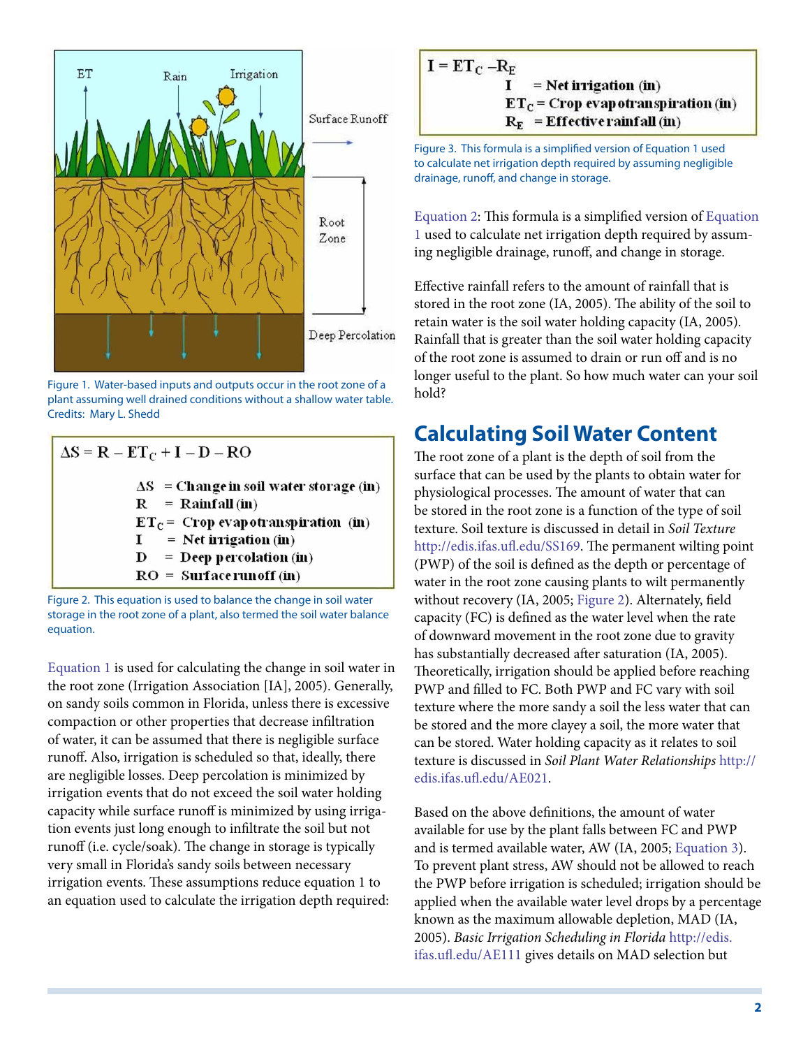Figure 1. Water-based inputs and outputs occur in the root zone of a plant assuming well drained conditions without a shallow water table. Credits: Mary L. Shedd

$$\Delta S = R - ET_C + I - D - RO$$

$\Delta S$ = Change in soil water storage (in)
$R$ = Rainfall (in)
$ET_C$ = Crop evapotranspiration (in)
$I$ = Net irrigation (in)
$D$ = Deep percolation (in)
$RO$ = Surface runoff (in)

Figure 2. This equation is used to balance the change in soil water storage in the root zone of a plant, also termed the soil water balance equation.

Equation 1 is used for calculating the change in soil water in the root zone (Irrigation Association [IA], 2005). Generally, on sandy soils common in Florida, unless there is excessive compaction or other properties that decrease infiltration of water, it can be assumed that there is negligible surface runoff. Also, irrigation is scheduled so that, ideally, there are negligible losses. Deep percolation is minimized by irrigation events that do not exceed the soil water holding capacity while surface runoff is minimized by using irrigation events just long enough to infiltrate the soil but not runoff (i.e. cycle/soak). The change in storage is typically very small in Florida's sandy soils between necessary irrigation events. These assumptions reduce equation 1 to an equation used to calculate the irrigation depth required:

$$I = ET_C - R_E$$

$I$ = Net irrigation (in)
$ET_C$ = Crop evapotranspiration (in)
$R_E$ = Effective rainfall (in)

Figure 3. This formula is a simplified version of Equation 1 used to calculate net irrigation depth required by assuming negligible drainage, runoff, and change in storage.

Equation 2: This formula is a simplified version of Equation 1 used to calculate net irrigation depth required by assuming negligible drainage, runoff, and change in storage.

Effective rainfall refers to the amount of rainfall that is stored in the root zone (IA, 2005). The ability of the soil to retain water is the soil water holding capacity (IA, 2005). Rainfall that is greater than the soil water holding capacity of the root zone is assumed to drain or run off and is no longer useful to the plant. So how much water can your soil hold?

## Calculating Soil Water Content

The root zone of a plant is the depth of soil from the surface that can be used by the plants to obtain water for physiological processes. The amount of water that can be stored in the root zone is a function of the type of soil texture. Soil texture is discussed in detail in *Soil Texture* http://edis.ifas.ufl.edu/SS169. The permanent wilting point (PWP) of the soil is defined as the depth or percentage of water in the root zone causing plants to wilt permanently without recovery (IA, 2005; Figure 2). Alternately, field capacity (FC) is defined as the water level when the rate of downward movement in the root zone due to gravity has substantially decreased after saturation (IA, 2005). Theoretically, irrigation should be applied before reaching PWP and filled to FC. Both PWP and FC vary with soil texture where the more sandy a soil the less water that can be stored and the more clayey a soil, the more water that can be stored. Water holding capacity as it relates to soil texture is discussed in *Soil Plant Water Relationships* http://edis.ifas.ufl.edu/AE021.

Based on the above definitions, the amount of water available for use by the plant falls between FC and PWP and is termed available water, AW (IA, 2005; Equation 3). To prevent plant stress, AW should not be allowed to reach the PWP before irrigation is scheduled; irrigation should be applied when the available water level drops by a percentage known as the maximum allowable depletion, MAD (IA, 2005). *Basic Irrigation Scheduling in Florida* http://edis.ifas.ufl.edu/AE111 gives details on MAD selection but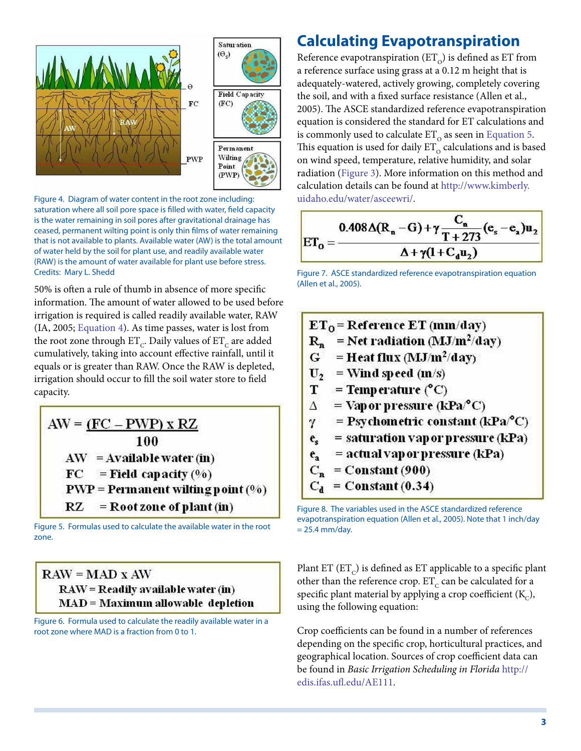Figure 4. Diagram of water content in the root zone including: saturation where all soil pore space is filled with water, field capacity is the water remaining in soil pores after gravitational drainage has ceased, permanent wilting point is only thin films of water remaining that is not available to plants. Available water (AW) is the total amount of water held by the soil for plant use, and readily available water (RAW) is the amount of water available for plant use before stress. Credits: Mary L. Shedd

50% is often a rule of thumb in absence of more specific information. The amount of water allowed to be used before irrigation is required is called readily available water, RAW (IA, 2005; Equation 4). As time passes, water is lost from the root zone through $ET_C$. Daily values of $ET_C$ are added cumulatively, taking into account effective rainfall, until it equals or is greater than RAW. Once the RAW is depleted, irrigation should occur to fill the soil water store to field capacity.

$$AW = \frac{(FC - PWP) \times RZ}{100}$$

- AW = Available water (in)
- FC = Field capacity (%)
- PWP = Permanent wilting point (%)
- RZ = Root zone of plant (in)

Figure 5. Formulas used to calculate the available water in the root zone.

$$RAW = MAD \times AW$$

- RAW = Readily available water (in)
- MAD = Maximum allowable depletion

Figure 6. Formula used to calculate the readily available water in a root zone where MAD is a fraction from 0 to 1.

## Calculating Evapotranspiration

Reference evapotranspiration ($ET_O$) is defined as ET from a reference surface using grass at a 0.12 m height that is adequately-watered, actively growing, completely covering the soil, and with a fixed surface resistance (Allen et al., 2005). The ASCE standardized reference evapotranspiration equation is considered the standard for ET calculations and is commonly used to calculate $ET_O$ as seen in Equation 5. This equation is used for daily $ET_O$ calculations and is based on wind speed, temperature, relative humidity, and solar radiation (Figure 3). More information on this method and calculation details can be found at http://www.kimberly.uidaho.edu/water/asceewri/.

$$ET_O = \frac{0.408\Delta(R_n - G) + \gamma \frac{C_n}{T + 273}(e_s - e_a)u_2}{\Delta + \gamma(1 + C_d u_2)}$$

Figure 7. ASCE standardized reference evapotranspiration equation (Allen et al., 2005).

- $ET_O$ = Reference ET (mm/day)
- $R_n$ = Net radiation (MJ/m$^2$/day)
- $G$ = Heat flux (MJ/m$^2$/day)
- $U_2$ = Wind speed (m/s)
- $T$ = Temperature (°C)
- $\Delta$ = Vapor pressure (kPa/°C)
- $\gamma$ = Psychometric constant (kPa/°C)
- $e_s$ = saturation vapor pressure (kPa)
- $e_a$ = actual vapor pressure (kPa)
- $C_n$ = Constant (900)
- $C_d$ = Constant (0.34)

Figure 8. The variables used in the ASCE standardized reference evapotranspiration equation (Allen et al., 2005). Note that 1 inch/day = 25.4 mm/day.

Plant ET ($ET_C$) is defined as ET applicable to a specific plant other than the reference crop. $ET_C$ can be calculated for a specific plant material by applying a crop coefficient ($K_C$), using the following equation:

Crop coefficients can be found in a number of references depending on the specific crop, horticultural practices, and geographical location. Sources of crop coefficient data can be found in *Basic Irrigation Scheduling in Florida* http://edis.ifas.ufl.edu/AE111.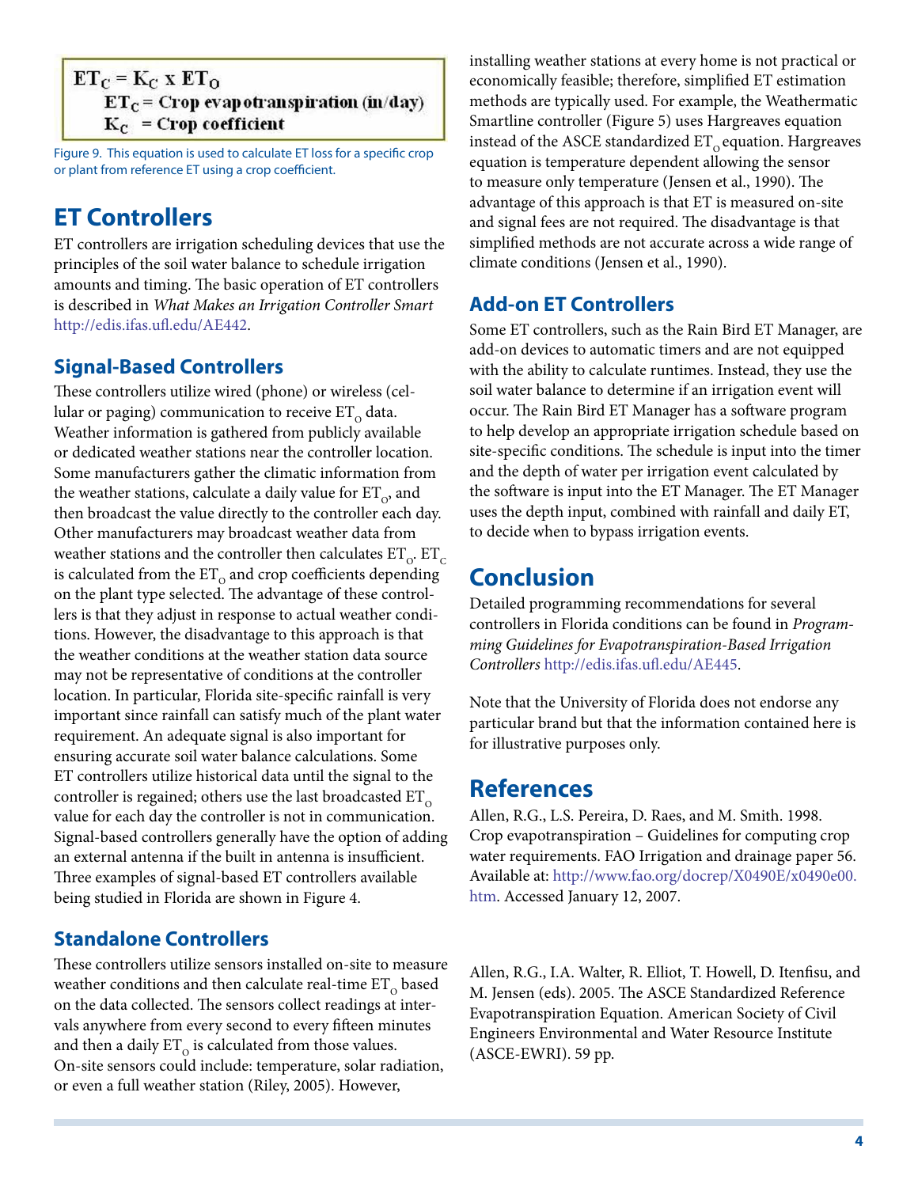$$ET_C = K_C \times ET_O$$

$ET_C$ = Crop evapotranspiration (in/day)

$K_C$ = Crop coefficient

Figure 9. This equation is used to calculate ET loss for a specific crop or plant from reference ET using a crop coefficient.

## ET Controllers

ET controllers are irrigation scheduling devices that use the principles of the soil water balance to schedule irrigation amounts and timing. The basic operation of ET controllers is described in *What Makes an Irrigation Controller Smart* http://edis.ifas.ufl.edu/AE442.

### Signal-Based Controllers

These controllers utilize wired (phone) or wireless (cellular or paging) communication to receive $ET_O$ data. Weather information is gathered from publicly available or dedicated weather stations near the controller location. Some manufacturers gather the climatic information from the weather stations, calculate a daily value for $ET_O$, and then broadcast the value directly to the controller each day. Other manufacturers may broadcast weather data from weather stations and the controller then calculates $ET_O$. $ET_C$ is calculated from the $ET_O$ and crop coefficients depending on the plant type selected. The advantage of these controllers is that they adjust in response to actual weather conditions. However, the disadvantage to this approach is that the weather conditions at the weather station data source may not be representative of conditions at the controller location. In particular, Florida site-specific rainfall is very important since rainfall can satisfy much of the plant water requirement. An adequate signal is also important for ensuring accurate soil water balance calculations. Some ET controllers utilize historical data until the signal to the controller is regained; others use the last broadcasted $ET_O$ value for each day the controller is not in communication. Signal-based controllers generally have the option of adding an external antenna if the built in antenna is insufficient. Three examples of signal-based ET controllers available being studied in Florida are shown in Figure 4.

### Standalone Controllers

These controllers utilize sensors installed on-site to measure weather conditions and then calculate real-time $ET_O$ based on the data collected. The sensors collect readings at intervals anywhere from every second to every fifteen minutes and then a daily $ET_O$ is calculated from those values. On-site sensors could include: temperature, solar radiation, or even a full weather station (Riley, 2005). However, installing weather stations at every home is not practical or economically feasible; therefore, simplified ET estimation methods are typically used. For example, the Weathermatic Smartline controller (Figure 5) uses Hargreaves equation instead of the ASCE standardized $ET_O$ equation. Hargreaves equation is temperature dependent allowing the sensor to measure only temperature (Jensen et al., 1990). The advantage of this approach is that ET is measured on-site and signal fees are not required. The disadvantage is that simplified methods are not accurate across a wide range of climate conditions (Jensen et al., 1990).

### Add-on ET Controllers

Some ET controllers, such as the Rain Bird ET Manager, are add-on devices to automatic timers and are not equipped with the ability to calculate runtimes. Instead, they use the soil water balance to determine if an irrigation event will occur. The Rain Bird ET Manager has a software program to help develop an appropriate irrigation schedule based on site-specific conditions. The schedule is input into the timer and the depth of water per irrigation event calculated by the software is input into the ET Manager. The ET Manager uses the depth input, combined with rainfall and daily ET, to decide when to bypass irrigation events.

## Conclusion

Detailed programming recommendations for several controllers in Florida conditions can be found in *Programming Guidelines for Evapotranspiration-Based Irrigation Controllers* http://edis.ifas.ufl.edu/AE445.

Note that the University of Florida does not endorse any particular brand but that the information contained here is for illustrative purposes only.

## References

Allen, R.G., L.S. Pereira, D. Raes, and M. Smith. 1998. Crop evapotranspiration – Guidelines for computing crop water requirements. FAO Irrigation and drainage paper 56. Available at: http://www.fao.org/docrep/X0490E/x0490e00.htm. Accessed January 12, 2007.

Allen, R.G., I.A. Walter, R. Elliot, T. Howell, D. Itenfisu, and M. Jensen (eds). 2005. The ASCE Standardized Reference Evapotranspiration Equation. American Society of Civil Engineers Environmental and Water Resource Institute (ASCE-EWRI). 59 pp.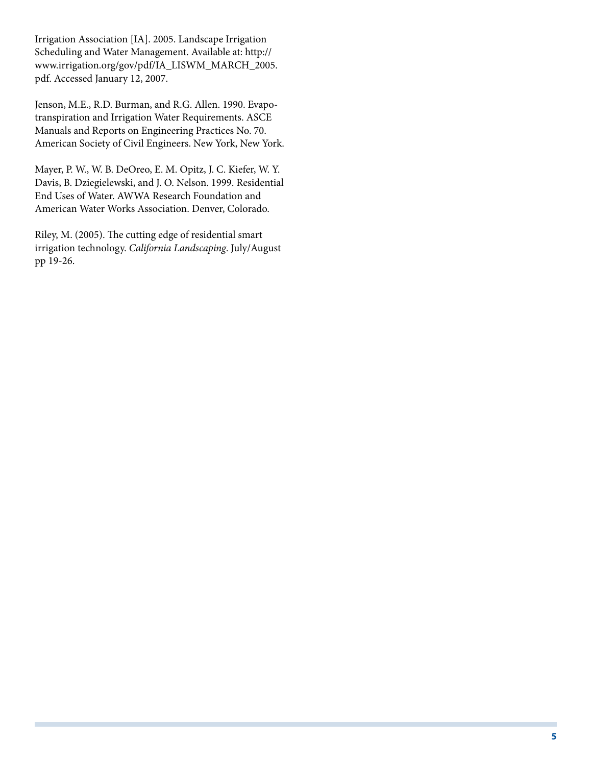Irrigation Association [IA]. 2005. Landscape Irrigation Scheduling and Water Management. Available at: http://www.irrigation.org/gov/pdf/IA_LISWM_MARCH_2005.pdf. Accessed January 12, 2007.

Jenson, M.E., R.D. Burman, and R.G. Allen. 1990. Evapotranspiration and Irrigation Water Requirements. ASCE Manuals and Reports on Engineering Practices No. 70. American Society of Civil Engineers. New York, New York.

Mayer, P. W., W. B. DeOreo, E. M. Opitz, J. C. Kiefer, W. Y. Davis, B. Dziegielewski, and J. O. Nelson. 1999. Residential End Uses of Water. AWWA Research Foundation and American Water Works Association. Denver, Colorado.

Riley, M. (2005). The cutting edge of residential smart irrigation technology. *California Landscaping*. July/August pp 19-26.